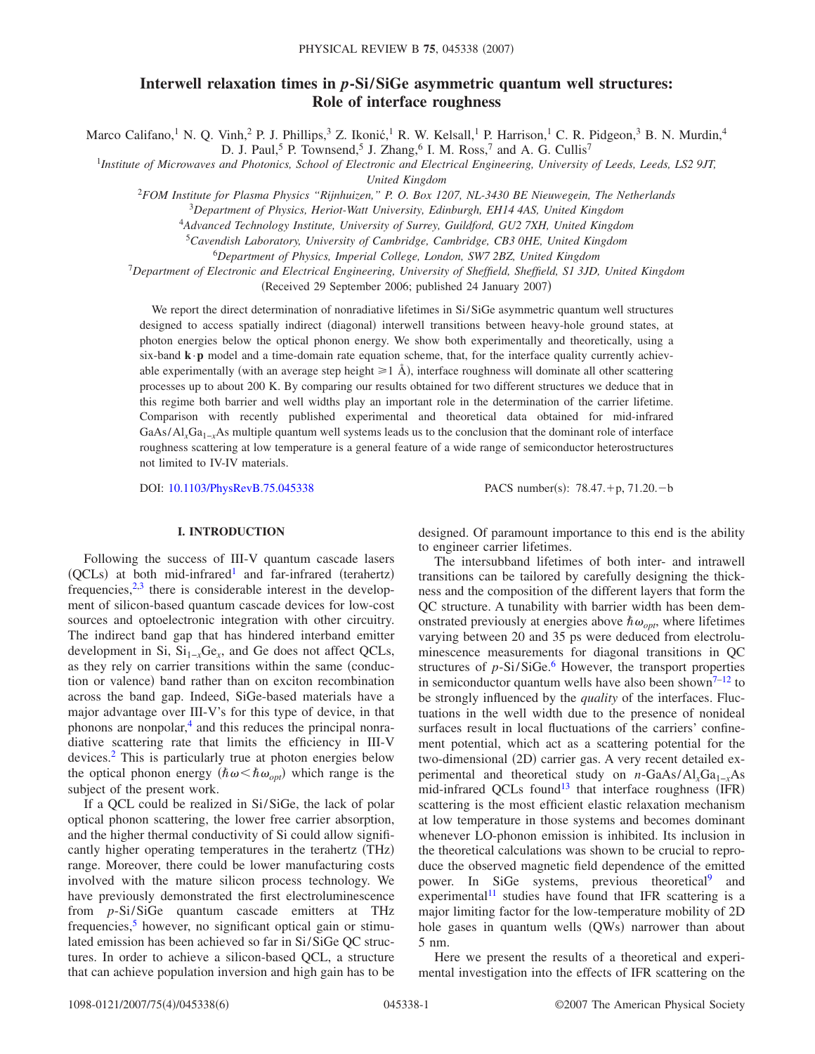# Interwell relaxation times in *p*-Si/SiGe asymmetric quantum well structures: Role of interface roughness

Marco Califano,[1] N. Q. Vinh,[2] P. J. Phillips,[3] Z. Ikonić,[1] R. W. Kelsall,[1] P. Harrison,[1] C. R. Pidgeon,[3] B. N. Murdin,[4] D. J. Paul,[5] P. Townsend,[5] J. Zhang,[6] I. M. Ross,[7] and A. G. Cullis[7]

[1]*Institute of Microwaves and Photonics, School of Electronic and Electrical Engineering, University of Leeds, Leeds, LS2 9JT, United Kingdom*

[2]*FOM Institute for Plasma Physics "Rijnhuizen," P. O. Box 1207, NL-3430 BE Nieuwegein, The Netherlands*

[3]*Department of Physics, Heriot-Watt University, Edinburgh, EH14 4AS, United Kingdom*

[4]*Advanced Technology Institute, University of Surrey, Guildford, GU2 7XH, United Kingdom*

[5]*Cavendish Laboratory, University of Cambridge, Cambridge, CB3 0HE, United Kingdom*

[6]*Department of Physics, Imperial College, London, SW7 2BZ, United Kingdom*

[7]*Department of Electronic and Electrical Engineering, University of Sheffield, Sheffield, S1 3JD, United Kingdom*

(Received 29 September 2006; published 24 January 2007)

We report the direct determination of nonradiative lifetimes in Si/SiGe asymmetric quantum well structures designed to access spatially indirect (diagonal) interwell transitions between heavy-hole ground states, at photon energies below the optical phonon energy. We show both experimentally and theoretically, using a six-band $\mathbf{k}\cdot\mathbf{p}$ model and a time-domain rate equation scheme, that, for the interface quality currently achievable experimentally (with an average step height $\geq 1$ Å), interface roughness will dominate all other scattering processes up to about 200 K. By comparing our results obtained for two different structures we deduce that in this regime both barrier and well widths play an important role in the determination of the carrier lifetime. Comparison with recently published experimental and theoretical data obtained for mid-infrared GaAs/$\mathrm{Al}_x\mathrm{Ga}_{1-x}$As multiple quantum well systems leads us to the conclusion that the dominant role of interface roughness scattering at low temperature is a general feature of a wide range of semiconductor heterostructures not limited to IV-IV materials.

DOI: 10.1103/PhysRevB.75.045338 PACS number(s): 78.47.+p, 71.20.−b

## I. INTRODUCTION

Following the success of III-V quantum cascade lasers (QCLs) at both mid-infrared[1] and far-infrared (terahertz) frequencies,[2,3] there is considerable interest in the development of silicon-based quantum cascade devices for low-cost sources and optoelectronic integration with other circuitry. The indirect band gap that has hindered interband emitter development in Si, $\mathrm{Si}_{1-x}\mathrm{Ge}_x$, and Ge does not affect QCLs, as they rely on carrier transitions within the same (conduction or valence) band rather than on exciton recombination across the band gap. Indeed, SiGe-based materials have a major advantage over III-V's for this type of device, in that phonons are nonpolar,[4] and this reduces the principal nonradiative scattering rate that limits the efficiency in III-V devices.[2] This is particularly true at photon energies below the optical phonon energy ($\hbar\omega < \hbar\omega_{opt}$) which range is the subject of the present work.

If a QCL could be realized in Si/SiGe, the lack of polar optical phonon scattering, the lower free carrier absorption, and the higher thermal conductivity of Si could allow significantly higher operating temperatures in the terahertz (THz) range. Moreover, there could be lower manufacturing costs involved with the mature silicon process technology. We have previously demonstrated the first electroluminescence from *p*-Si/SiGe quantum cascade emitters at THz frequencies,[5] however, no significant optical gain or stimulated emission has been achieved so far in Si/SiGe QC structures. In order to achieve a silicon-based QCL, a structure that can achieve population inversion and high gain has to be designed. Of paramount importance to this end is the ability to engineer carrier lifetimes.

The intersubband lifetimes of both inter- and intrawell transitions can be tailored by carefully designing the thickness and the composition of the different layers that form the QC structure. A tunability with barrier width has been demonstrated previously at energies above $\hbar\omega_{opt}$, where lifetimes varying between 20 and 35 ps were deduced from electroluminescence measurements for diagonal transitions in QC structures of *p*-Si/SiGe.[6] However, the transport properties in semiconductor quantum wells have also been shown[7–12] to be strongly influenced by the *quality* of the interfaces. Fluctuations in the well width due to the presence of nonideal surfaces result in local fluctuations of the carriers' confinement potential, which act as a scattering potential for the two-dimensional (2D) carrier gas. A very recent detailed experimental and theoretical study on *n*-GaAs/$\mathrm{Al}_x\mathrm{Ga}_{1-x}$As mid-infrared QCLs found[13] that interface roughness (IFR) scattering is the most efficient elastic relaxation mechanism at low temperature in those systems and becomes dominant whenever LO-phonon emission is inhibited. Its inclusion in the theoretical calculations was shown to be crucial to reproduce the observed magnetic field dependence of the emitted power. In SiGe systems, previous theoretical[9] and experimental[11] studies have found that IFR scattering is a major limiting factor for the low-temperature mobility of 2D hole gases in quantum wells (QWs) narrower than about 5 nm.

Here we present the results of a theoretical and experimental investigation into the effects of IFR scattering on the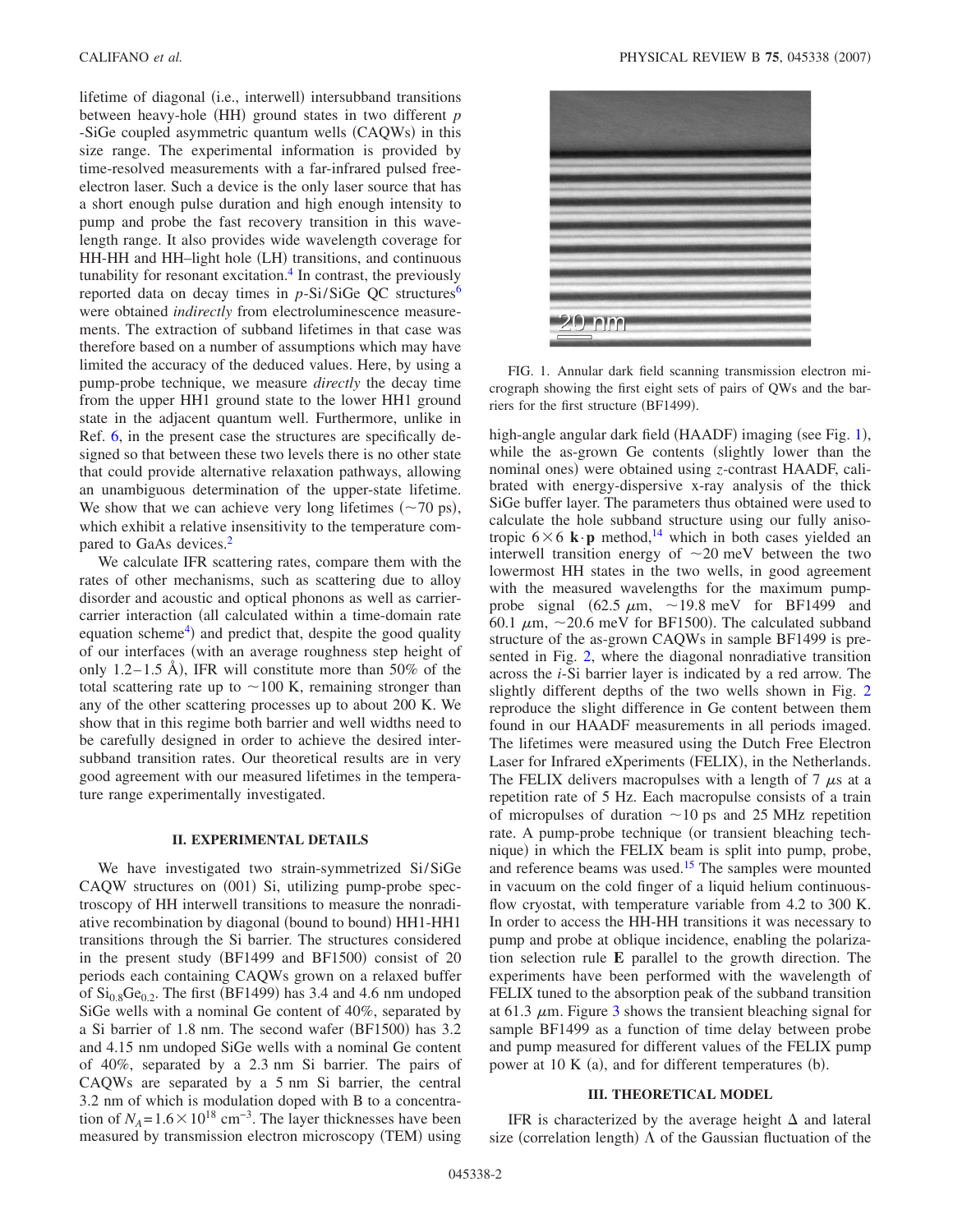lifetime of diagonal (i.e., interwell) intersubband transitions between heavy-hole (HH) ground states in two different $p$-SiGe coupled asymmetric quantum wells (CAQWs) in this size range. The experimental information is provided by time-resolved measurements with a far-infrared pulsed free-electron laser. Such a device is the only laser source that has a short enough pulse duration and high enough intensity to pump and probe the fast recovery transition in this wavelength range. It also provides wide wavelength coverage for HH-HH and HH–light hole (LH) transitions, and continuous tunability for resonant excitation.[4] In contrast, the previously reported data on decay times in $p$-Si/SiGe QC structures[6] were obtained *indirectly* from electroluminescence measurements. The extraction of subband lifetimes in that case was therefore based on a number of assumptions which may have limited the accuracy of the deduced values. Here, by using a pump-probe technique, we measure *directly* the decay time from the upper HH1 ground state to the lower HH1 ground state in the adjacent quantum well. Furthermore, unlike in Ref. 6, in the present case the structures are specifically designed so that between these two levels there is no other state that could provide alternative relaxation pathways, allowing an unambiguous determination of the upper-state lifetime. We show that we can achieve very long lifetimes ($\sim$70 ps), which exhibit a relative insensitivity to the temperature compared to GaAs devices.[2]

We calculate IFR scattering rates, compare them with the rates of other mechanisms, such as scattering due to alloy disorder and acoustic and optical phonons as well as carrier-carrier interaction (all calculated within a time-domain rate equation scheme[4]) and predict that, despite the good quality of our interfaces (with an average roughness step height of only 1.2–1.5 Å), IFR will constitute more than 50% of the total scattering rate up to $\sim$100 K, remaining stronger than any of the other scattering processes up to about 200 K. We show that in this regime both barrier and well widths need to be carefully designed in order to achieve the desired intersubband transition rates. Our theoretical results are in very good agreement with our measured lifetimes in the temperature range experimentally investigated.

## II. EXPERIMENTAL DETAILS

We have investigated two strain-symmetrized Si/SiGe CAQW structures on (001) Si, utilizing pump-probe spectroscopy of HH interwell transitions to measure the nonradiative recombination by diagonal (bound to bound) HH1-HH1 transitions through the Si barrier. The structures considered in the present study (BF1499 and BF1500) consist of 20 periods each containing CAQWs grown on a relaxed buffer of $Si_{0.8}Ge_{0.2}$. The first (BF1499) has 3.4 and 4.6 nm undoped SiGe wells with a nominal Ge content of 40%, separated by a Si barrier of 1.8 nm. The second wafer (BF1500) has 3.2 and 4.15 nm undoped SiGe wells with a nominal Ge content of 40%, separated by a 2.3 nm Si barrier. The pairs of CAQWs are separated by a 5 nm Si barrier, the central 3.2 nm of which is modulation doped with B to a concentration of $N_A = 1.6 \times 10^{18}$ cm$^{-3}$. The layer thicknesses have been measured by transmission electron microscopy (TEM) using high-angle angular dark field (HAADF) imaging (see Fig. 1), while the as-grown Ge contents (slightly lower than the nominal ones) were obtained using $z$-contrast HAADF, calibrated with energy-dispersive x-ray analysis of the thick SiGe buffer layer. The parameters thus obtained were used to calculate the hole subband structure using our fully anisotropic $6\times6$ $\mathbf{k}\cdot\mathbf{p}$ method,[14] which in both cases yielded an interwell transition energy of $\sim$20 meV between the two lowermost HH states in the two wells, in good agreement with the measured wavelengths for the maximum pump-probe signal (62.5 $\mu$m, $\sim$19.8 meV for BF1499 and 60.1 $\mu$m, $\sim$20.6 meV for BF1500). The calculated subband structure of the as-grown CAQWs in sample BF1499 is presented in Fig. 2, where the diagonal nonradiative transition across the $i$-Si barrier layer is indicated by a red arrow. The slightly different depths of the two wells shown in Fig. 2 reproduce the slight difference in Ge content between them found in our HAADF measurements in all periods imaged. The lifetimes were measured using the Dutch Free Electron Laser for Infrared eXperiments (FELIX), in the Netherlands. The FELIX delivers macropulses with a length of 7 $\mu$s at a repetition rate of 5 Hz. Each macropulse consists of a train of micropulses of duration $\sim$10 ps and 25 MHz repetition rate. A pump-probe technique (or transient bleaching technique) in which the FELIX beam is split into pump, probe, and reference beams was used.[15] The samples were mounted in vacuum on the cold finger of a liquid helium continuous-flow cryostat, with temperature variable from 4.2 to 300 K. In order to access the HH-HH transitions it was necessary to pump and probe at oblique incidence, enabling the polarization selection rule $\mathbf{E}$ parallel to the growth direction. The experiments have been performed with the wavelength of FELIX tuned to the absorption peak of the subband transition at 61.3 $\mu$m. Figure 3 shows the transient bleaching signal for sample BF1499 as a function of time delay between probe and pump measured for different values of the FELIX pump power at 10 K (a), and for different temperatures (b).

FIG. 1. Annular dark field scanning transmission electron micrograph showing the first eight sets of pairs of QWs and the barriers for the first structure (BF1499).

## III. THEORETICAL MODEL

IFR is characterized by the average height $\Delta$ and lateral size (correlation length) $\Lambda$ of the Gaussian fluctuation of the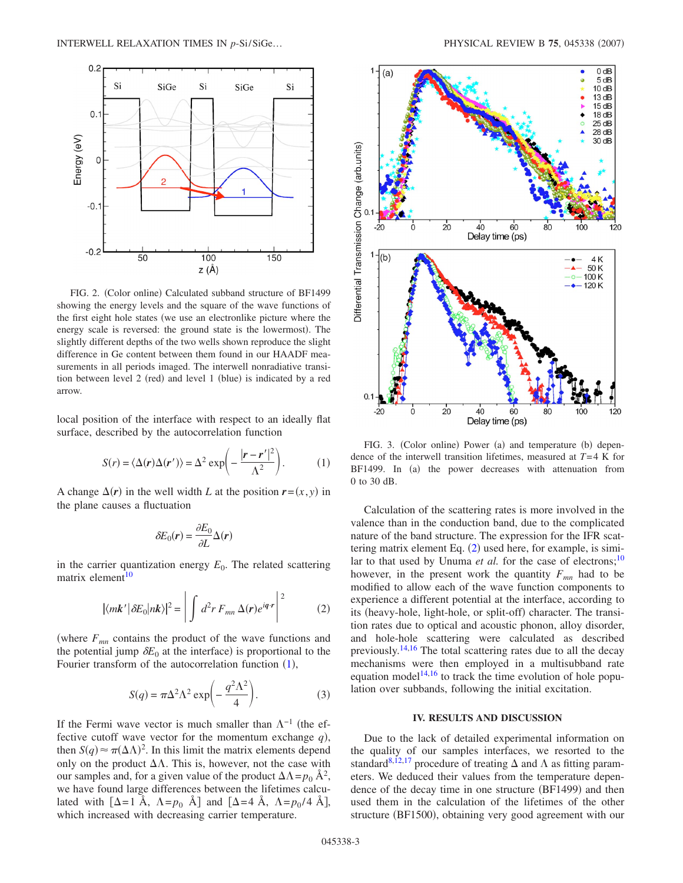FIG. 2. (Color online) Calculated subband structure of BF1499 showing the energy levels and the square of the wave functions of the first eight hole states (we use an electronlike picture where the energy scale is reversed: the ground state is the lowermost). The slightly different depths of the two wells shown reproduce the slight difference in Ge content between them found in our HAADF measurements in all periods imaged. The interwell nonradiative transition between level 2 (red) and level 1 (blue) is indicated by a red arrow.

local position of the interface with respect to an ideally flat surface, described by the autocorrelation function

$$S(r) = \langle \Delta(\boldsymbol{r})\Delta(\boldsymbol{r}')\rangle = \Delta^2 \exp\left(-\frac{|\boldsymbol{r}-\boldsymbol{r}'|^2}{\Lambda^2}\right). \tag{1}$$

A change $\Delta(\boldsymbol{r})$ in the well width $L$ at the position $\boldsymbol{r}=(x,y)$ in the plane causes a fluctuation

$$\delta E_0(\boldsymbol{r}) = \frac{\partial E_0}{\partial L}\Delta(\boldsymbol{r})$$

in the carrier quantization energy $E_0$. The related scattering matrix element[10]

$$|\langle m\boldsymbol{k}'|\delta E_0|n\boldsymbol{k}\rangle|^2 = \left|\int d^2r\, F_{mn}\, \Delta(\boldsymbol{r}) e^{i\boldsymbol{q}\cdot\boldsymbol{r}}\right|^2 \tag{2}$$

(where $F_{mn}$ contains the product of the wave functions and the potential jump $\delta E_0$ at the interface) is proportional to the Fourier transform of the autocorrelation function (1),

$$S(q) = \pi\Delta^2\Lambda^2 \exp\left(-\frac{q^2\Lambda^2}{4}\right). \tag{3}$$

If the Fermi wave vector is much smaller than $\Lambda^{-1}$ (the effective cutoff wave vector for the momentum exchange $q$), then $S(q)\approx\pi(\Delta\Lambda)^2$. In this limit the matrix elements depend only on the product $\Delta\Lambda$. This is, however, not the case with our samples and, for a given value of the product $\Delta\Lambda = p_0$ Å$^2$, we have found large differences between the lifetimes calculated with [$\Delta$=1 Å, $\Lambda = p_0$ Å] and [$\Delta$=4 Å, $\Lambda = p_0/4$ Å], which increased with decreasing carrier temperature.

FIG. 3. (Color online) Power (a) and temperature (b) dependence of the interwell transition lifetimes, measured at $T$=4 K for BF1499. In (a) the power decreases with attenuation from 0 to 30 dB.

Calculation of the scattering rates is more involved in the valence than in the conduction band, due to the complicated nature of the band structure. The expression for the IFR scattering matrix element Eq. (2) used here, for example, is similar to that used by Unuma *et al.* for the case of electrons;[10] however, in the present work the quantity $F_{mn}$ had to be modified to allow each of the wave function components to experience a different potential at the interface, according to its (heavy-hole, light-hole, or split-off) character. The transition rates due to optical and acoustic phonon, alloy disorder, and hole-hole scattering were calculated as described previously.[14,16] The total scattering rates due to all the decay mechanisms were then employed in a multisubband rate equation model[14,16] to track the time evolution of hole population over subbands, following the initial excitation.

## IV. RESULTS AND DISCUSSION

Due to the lack of detailed experimental information on the quality of our samples interfaces, we resorted to the standard[8,12,17] procedure of treating $\Delta$ and $\Lambda$ as fitting parameters. We deduced their values from the temperature dependence of the decay time in one structure (BF1499) and then used them in the calculation of the lifetimes of the other structure (BF1500), obtaining very good agreement with our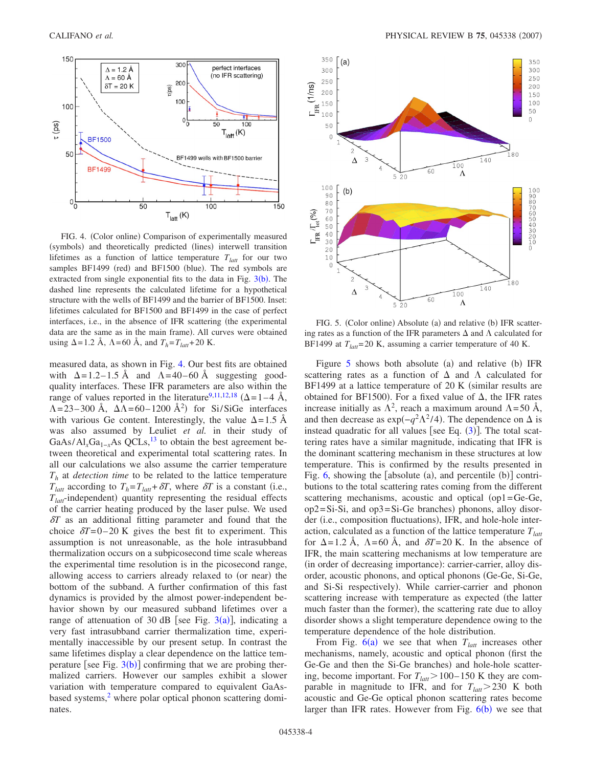FIG. 4. (Color online) Comparison of experimentally measured (symbols) and theoretically predicted (lines) interwell transition lifetimes as a function of lattice temperature $T_{latt}$ for our two samples BF1499 (red) and BF1500 (blue). The red symbols are extracted from single exponential fits to the data in Fig. 3(b). The dashed line represents the calculated lifetime for a hypothetical structure with the wells of BF1499 and the barrier of BF1500. Inset: lifetimes calculated for BF1500 and BF1499 in the case of perfect interfaces, i.e., in the absence of IFR scattering (the experimental data are the same as in the main frame). All curves were obtained using $\Delta=1.2$ Å, $\Lambda=60$ Å, and $T_h=T_{latt}+20$ K.

measured data, as shown in Fig. 4. Our best fits are obtained with $\Delta=1.2$–$1.5$ Å and $\Lambda=40$–$60$ Å suggesting good-quality interfaces. These IFR parameters are also within the range of values reported in the literature[9,11,12,18] ($\Delta=1$–$4$ Å, $\Lambda=23$–$300$ Å, $\Delta\Lambda=60$–$1200$ Å$^2$) for Si/SiGe interfaces with various Ge content. Interestingly, the value $\Delta=1.5$ Å was also assumed by Leuliet *et al.* in their study of $GaAs/Al_xGa_{1-x}As$ QCLs,[13] to obtain the best agreement between theoretical and experimental total scattering rates. In all our calculations we also assume the carrier temperature $T_h$ at *detection time* to be related to the lattice temperature $T_{latt}$ according to $T_h=T_{latt}+\delta T$, where $\delta T$ is a constant (i.e., $T_{latt}$-independent) quantity representing the residual effects of the carrier heating produced by the laser pulse. We used $\delta T$ as an additional fitting parameter and found that the choice $\delta T=0$–$20$ K gives the best fit to experiment. This assumption is not unreasonable, as the hole intrasubband thermalization occurs on a subpicosecond time scale whereas the experimental time resolution is in the picosecond range, allowing access to carriers already relaxed to (or near) the bottom of the subband. A further confirmation of this fast dynamics is provided by the almost power-independent behavior shown by our measured subband lifetimes over a range of attenuation of 30 dB [see Fig. 3(a)], indicating a very fast intrasubband carrier thermalization time, experimentally inaccessible by our present setup. In contrast the same lifetimes display a clear dependence on the lattice temperature [see Fig. 3(b)] confirming that we are probing thermalized carriers. However our samples exhibit a slower variation with temperature compared to equivalent GaAs-based systems,[2] where polar optical phonon scattering dominates.

FIG. 5. (Color online) Absolute (a) and relative (b) IFR scattering rates as a function of the IFR parameters $\Delta$ and $\Lambda$ calculated for BF1499 at $T_{latt}=20$ K, assuming a carrier temperature of 40 K.

Figure 5 shows both absolute (a) and relative (b) IFR scattering rates as a function of $\Delta$ and $\Lambda$ calculated for BF1499 at a lattice temperature of 20 K (similar results are obtained for BF1500). For a fixed value of $\Delta$, the IFR rates increase initially as $\Lambda^2$, reach a maximum around $\Lambda=50$ Å, and then decrease as $\exp(-q^2\Lambda^2/4)$. The dependence on $\Delta$ is instead quadratic for all values [see Eq. (3)]. The total scattering rates have a similar magnitude, indicating that IFR is the dominant scattering mechanism in these structures at low temperature. This is confirmed by the results presented in Fig. 6, showing the [absolute (a), and percentile (b)] contributions to the total scattering rates coming from the different scattering mechanisms, acoustic and optical (op1=Ge-Ge, op2=Si-Si, and op3=Si-Ge branches) phonons, alloy disorder (i.e., composition fluctuations), IFR, and hole-hole interaction, calculated as a function of the lattice temperature $T_{latt}$ for $\Delta=1.2$ Å, $\Lambda=60$ Å, and $\delta T=20$ K. In the absence of IFR, the main scattering mechanisms at low temperature are (in order of decreasing importance): carrier-carrier, alloy disorder, acoustic phonons, and optical phonons (Ge-Ge, Si-Ge, and Si-Si respectively). While carrier-carrier and phonon scattering increase with temperature as expected (the latter much faster than the former), the scattering rate due to alloy disorder shows a slight temperature dependence owing to the temperature dependence of the hole distribution.

From Fig. 6(a) we see that when $T_{latt}$ increases other mechanisms, namely, acoustic and optical phonon (first the Ge-Ge and then the Si-Ge branches) and hole-hole scattering, become important. For $T_{latt}>100$–$150$ K they are comparable in magnitude to IFR, and for $T_{latt}>230$ K both acoustic and Ge-Ge optical phonon scattering rates become larger than IFR rates. However from Fig. 6(b) we see that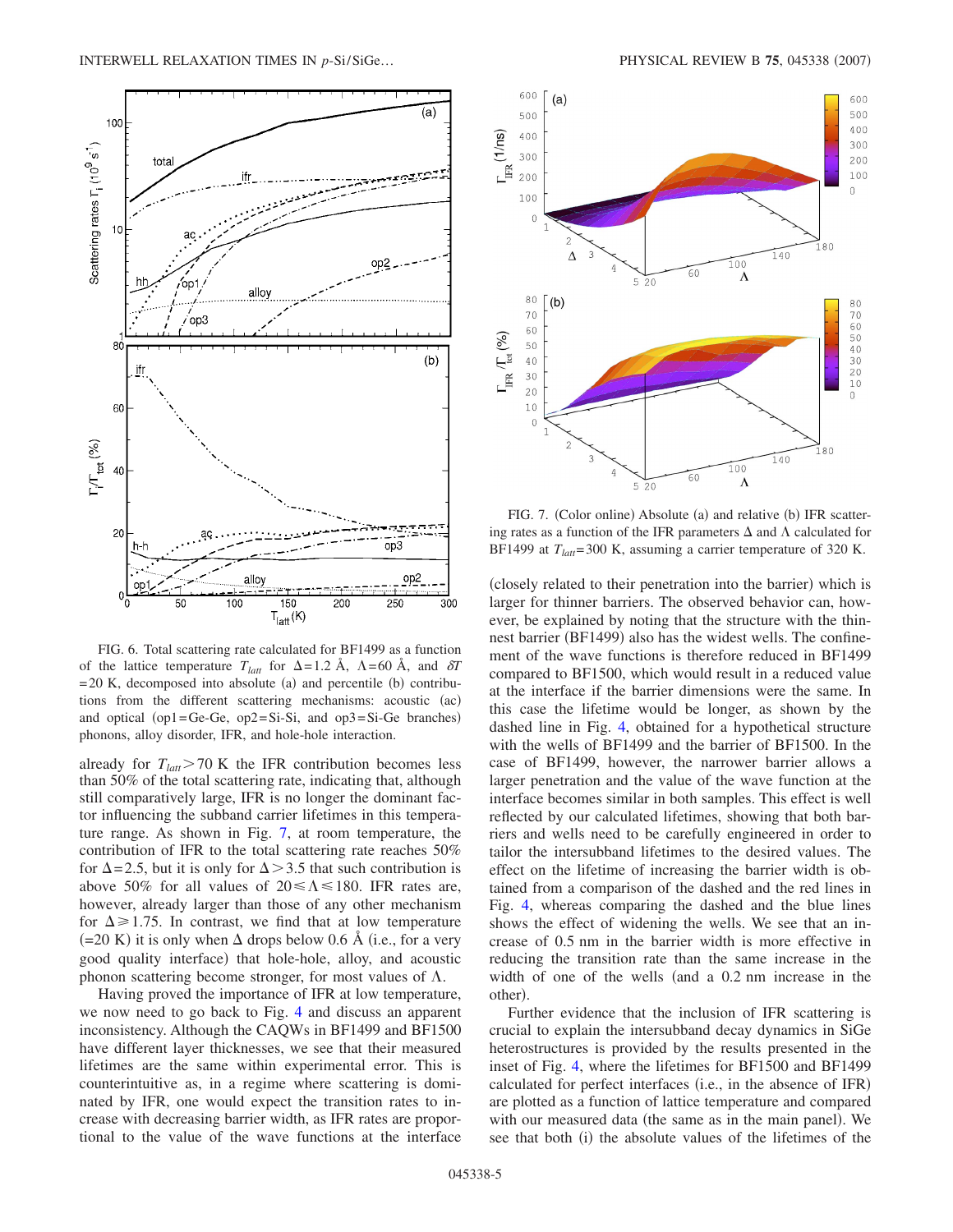FIG. 6. Total scattering rate calculated for BF1499 as a function of the lattice temperature $T_{latt}$ for $\Delta=1.2$ Å, $\Lambda=60$ Å, and $\delta T=20$ K, decomposed into absolute (a) and percentile (b) contributions from the different scattering mechanisms: acoustic (ac) and optical (op1=Ge-Ge, op2=Si-Si, and op3=Si-Ge branches) phonons, alloy disorder, IFR, and hole-hole interaction.

already for $T_{latt} > 70$ K the IFR contribution becomes less than 50% of the total scattering rate, indicating that, although still comparatively large, IFR is no longer the dominant factor influencing the subband carrier lifetimes in this temperature range. As shown in Fig. 7, at room temperature, the contribution of IFR to the total scattering rate reaches 50% for $\Delta=2.5$, but it is only for $\Delta > 3.5$ that such contribution is above 50% for all values of $20 \leqslant \Lambda \leqslant 180$. IFR rates are, however, already larger than those of any other mechanism for $\Delta \geqslant 1.75$. In contrast, we find that at low temperature (=20 K) it is only when $\Delta$ drops below 0.6 Å (i.e., for a very good quality interface) that hole-hole, alloy, and acoustic phonon scattering become stronger, for most values of $\Lambda$.

Having proved the importance of IFR at low temperature, we now need to go back to Fig. 4 and discuss an apparent inconsistency. Although the CAQWs in BF1499 and BF1500 have different layer thicknesses, we see that their measured lifetimes are the same within experimental error. This is counterintuitive as, in a regime where scattering is dominated by IFR, one would expect the transition rates to increase with decreasing barrier width, as IFR rates are proportional to the value of the wave functions at the interface

FIG. 7. (Color online) Absolute (a) and relative (b) IFR scattering rates as a function of the IFR parameters $\Delta$ and $\Lambda$ calculated for BF1499 at $T_{latt}=300$ K, assuming a carrier temperature of 320 K.

(closely related to their penetration into the barrier) which is larger for thinner barriers. The observed behavior can, however, be explained by noting that the structure with the thinnest barrier (BF1499) also has the widest wells. The confinement of the wave functions is therefore reduced in BF1499 compared to BF1500, which would result in a reduced value at the interface if the barrier dimensions were the same. In this case the lifetime would be longer, as shown by the dashed line in Fig. 4, obtained for a hypothetical structure with the wells of BF1499 and the barrier of BF1500. In the case of BF1499, however, the narrower barrier allows a larger penetration and the value of the wave function at the interface becomes similar in both samples. This effect is well reflected by our calculated lifetimes, showing that both barriers and wells need to be carefully engineered in order to tailor the intersubband lifetimes to the desired values. The effect on the lifetime of increasing the barrier width is obtained from a comparison of the dashed and the red lines in Fig. 4, whereas comparing the dashed and the blue lines shows the effect of widening the wells. We see that an increase of 0.5 nm in the barrier width is more effective in reducing the transition rate than the same increase in the width of one of the wells (and a 0.2 nm increase in the other).

Further evidence that the inclusion of IFR scattering is crucial to explain the intersubband decay dynamics in SiGe heterostructures is provided by the results presented in the inset of Fig. 4, where the lifetimes for BF1500 and BF1499 calculated for perfect interfaces (i.e., in the absence of IFR) are plotted as a function of lattice temperature and compared with our measured data (the same as in the main panel). We see that both (i) the absolute values of the lifetimes of the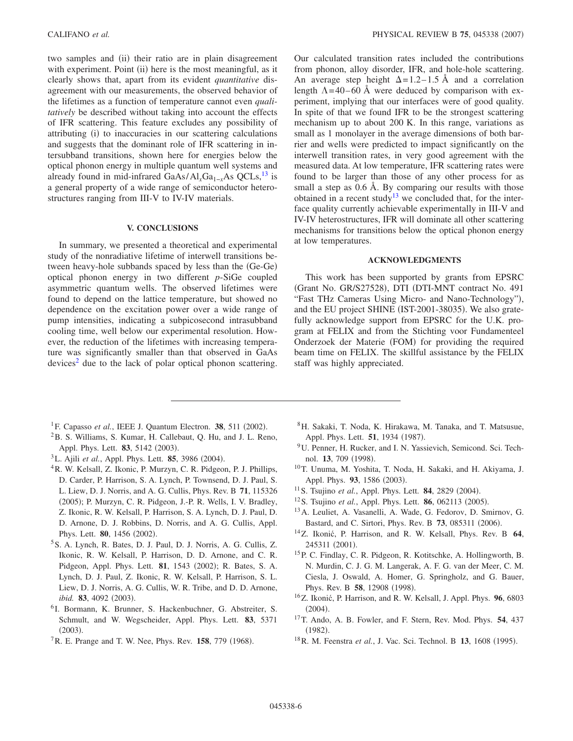two samples and (ii) their ratio are in plain disagreement with experiment. Point (ii) here is the most meaningful, as it clearly shows that, apart from its evident *quantitative* disagreement with our measurements, the observed behavior of the lifetimes as a function of temperature cannot even *qualitatively* be described without taking into account the effects of IFR scattering. This feature excludes any possibility of attributing (i) to inaccuracies in our scattering calculations and suggests that the dominant role of IFR scattering in intersubband transitions, shown here for energies below the optical phonon energy in multiple quantum well systems and already found in mid-infrared $GaAs/Al_xGa_{1-x}As$ QCLs,[13] is a general property of a wide range of semiconductor heterostructures ranging from III-V to IV-IV materials.

## V. CONCLUSIONS

In summary, we presented a theoretical and experimental study of the nonradiative lifetime of interwell transitions between heavy-hole subbands spaced by less than the (Ge-Ge) optical phonon energy in two different *p*-SiGe coupled asymmetric quantum wells. The observed lifetimes were found to depend on the lattice temperature, but showed no dependence on the excitation power over a wide range of pump intensities, indicating a subpicosecond intrasubband cooling time, well below our experimental resolution. However, the reduction of the lifetimes with increasing temperature was significantly smaller than that observed in GaAs devices[2] due to the lack of polar optical phonon scattering. Our calculated transition rates included the contributions from phonon, alloy disorder, IFR, and hole-hole scattering. An average step height $\Delta = 1.2 - 1.5$ Å and a correlation length $\Lambda = 40 - 60$ Å were deduced by comparison with experiment, implying that our interfaces were of good quality. In spite of that we found IFR to be the strongest scattering mechanism up to about 200 K. In this range, variations as small as 1 monolayer in the average dimensions of both barrier and wells were predicted to impact significantly on the interwell transition rates, in very good agreement with the measured data. At low temperature, IFR scattering rates were found to be larger than those of any other process for as small a step as 0.6 Å. By comparing our results with those obtained in a recent study[13] we concluded that, for the interface quality currently achievable experimentally in III-V and IV-IV heterostructures, IFR will dominate all other scattering mechanisms for transitions below the optical phonon energy at low temperatures.

## ACKNOWLEDGMENTS

This work has been supported by grants from EPSRC (Grant No. GR/S27528), DTI (DTI-MNT contract No. 491 "Fast THz Cameras Using Micro- and Nano-Technology"), and the EU project SHINE (IST-2001-38035). We also gratefully acknowledge support from EPSRC for the U.K. program at FELIX and from the Stichting voor Fundamenteel Onderzoek der Materie (FOM) for providing the required beam time on FELIX. The skillful assistance by the FELIX staff was highly appreciated.

---

[1] F. Capasso *et al.*, IEEE J. Quantum Electron. **38**, 511 (2002).

[2] B. S. Williams, S. Kumar, H. Callebaut, Q. Hu, and J. L. Reno, Appl. Phys. Lett. **83**, 5142 (2003).

[3] L. Ajili *et al.*, Appl. Phys. Lett. **85**, 3986 (2004).

[4] R. W. Kelsall, Z. Ikonic, P. Murzyn, C. R. Pidgeon, P. J. Phillips, D. Carder, P. Harrison, S. A. Lynch, P. Townsend, D. J. Paul, S. L. Liew, D. J. Norris, and A. G. Cullis, Phys. Rev. B **71**, 115326 (2005); P. Murzyn, C. R. Pidgeon, J.-P. R. Wells, I. V. Bradley, Z. Ikonic, R. W. Kelsall, P. Harrison, S. A. Lynch, D. J. Paul, D. D. Arnone, D. J. Robbins, D. Norris, and A. G. Cullis, Appl. Phys. Lett. **80**, 1456 (2002).

[5] S. A. Lynch, R. Bates, D. J. Paul, D. J. Norris, A. G. Cullis, Z. Ikonic, R. W. Kelsall, P. Harrison, D. D. Arnone, and C. R. Pidgeon, Appl. Phys. Lett. **81**, 1543 (2002); R. Bates, S. A. Lynch, D. J. Paul, Z. Ikonic, R. W. Kelsall, P. Harrison, S. L. Liew, D. J. Norris, A. G. Cullis, W. R. Tribe, and D. D. Arnone, *ibid.* **83**, 4092 (2003).

[6] I. Bormann, K. Brunner, S. Hackenbuchner, G. Abstreiter, S. Schmult, and W. Wegscheider, Appl. Phys. Lett. **83**, 5371 (2003).

[7] R. E. Prange and T. W. Nee, Phys. Rev. **158**, 779 (1968).

[8] H. Sakaki, T. Noda, K. Hirakawa, M. Tanaka, and T. Matsusue, Appl. Phys. Lett. **51**, 1934 (1987).

[9] U. Penner, H. Rucker, and I. N. Yassievich, Semicond. Sci. Technol. **13**, 709 (1998).

[10] T. Unuma, M. Yoshita, T. Noda, H. Sakaki, and H. Akiyama, J. Appl. Phys. **93**, 1586 (2003).

[11] S. Tsujino *et al.*, Appl. Phys. Lett. **84**, 2829 (2004).

[12] S. Tsujino *et al.*, Appl. Phys. Lett. **86**, 062113 (2005).

[13] A. Leuliet, A. Vasanelli, A. Wade, G. Fedorov, D. Smirnov, G. Bastard, and C. Sirtori, Phys. Rev. B **73**, 085311 (2006).

[14] Z. Ikonić, P. Harrison, and R. W. Kelsall, Phys. Rev. B **64**, 245311 (2001).

[15] P. C. Findlay, C. R. Pidgeon, R. Kotitschke, A. Hollingworth, B. N. Murdin, C. J. G. M. Langerak, A. F. G. van der Meer, C. M. Ciesla, J. Oswald, A. Homer, G. Springholz, and G. Bauer, Phys. Rev. B **58**, 12908 (1998).

[16] Z. Ikonić, P. Harrison, and R. W. Kelsall, J. Appl. Phys. **96**, 6803 (2004).

[17] T. Ando, A. B. Fowler, and F. Stern, Rev. Mod. Phys. **54**, 437 (1982).

[18] R. M. Feenstra *et al.*, J. Vac. Sci. Technol. B **13**, 1608 (1995).